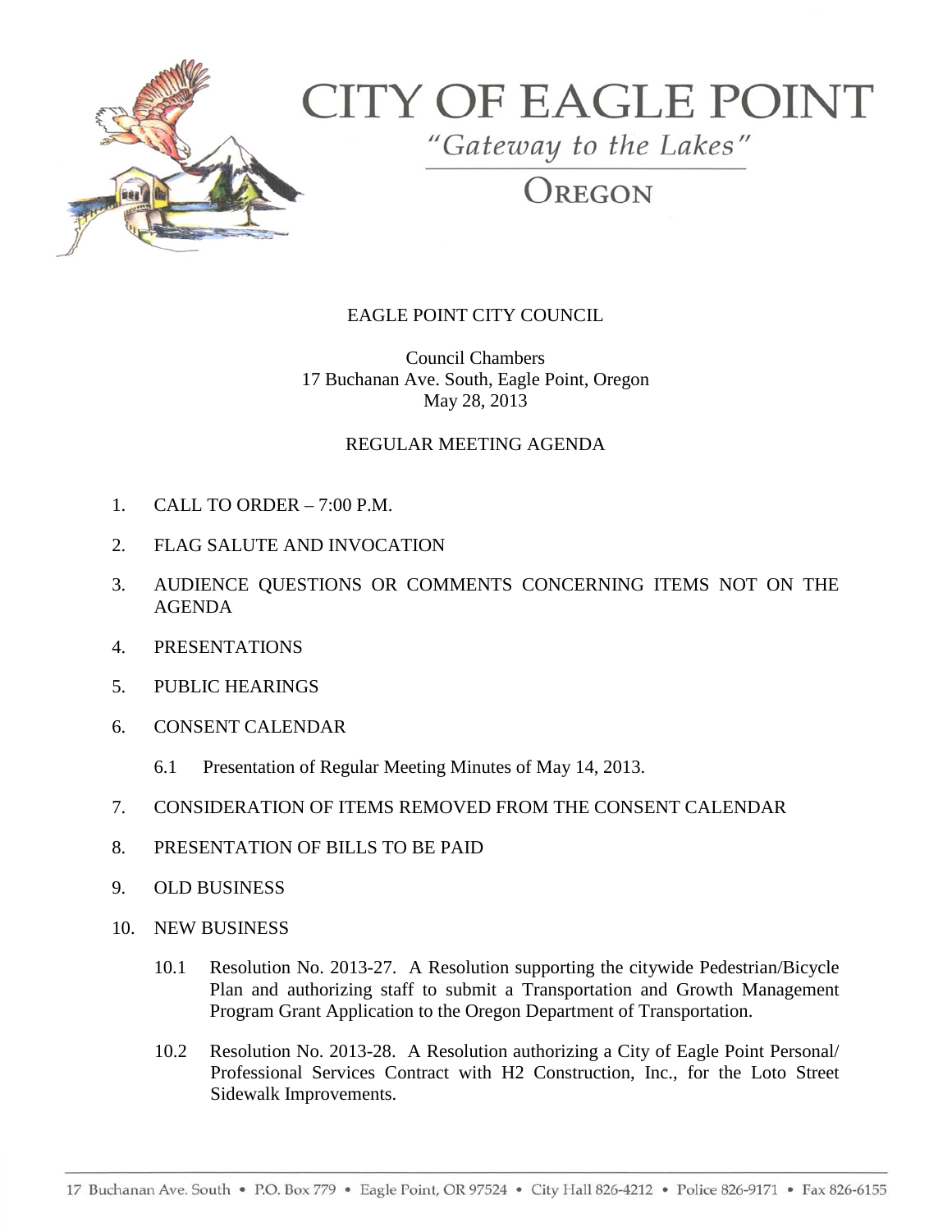# CITY OF EAGLE POINT

*"Gateway to the Lakes"*

OREGON

## EAGLE POINT CITY COUNCIL

Council Chambers
17 Buchanan Ave. South, Eagle Point, Oregon
May 28, 2013

## REGULAR MEETING AGENDA

1. CALL TO ORDER – 7:00 P.M.

2. FLAG SALUTE AND INVOCATION

3. AUDIENCE QUESTIONS OR COMMENTS CONCERNING ITEMS NOT ON THE AGENDA

4. PRESENTATIONS

5. PUBLIC HEARINGS

6. CONSENT CALENDAR

   6.1 Presentation of Regular Meeting Minutes of May 14, 2013.

7. CONSIDERATION OF ITEMS REMOVED FROM THE CONSENT CALENDAR

8. PRESENTATION OF BILLS TO BE PAID

9. OLD BUSINESS

10. NEW BUSINESS

    10.1 Resolution No. 2013-27. A Resolution supporting the citywide Pedestrian/Bicycle Plan and authorizing staff to submit a Transportation and Growth Management Program Grant Application to the Oregon Department of Transportation.

    10.2 Resolution No. 2013-28. A Resolution authorizing a City of Eagle Point Personal/ Professional Services Contract with H2 Construction, Inc., for the Loto Street Sidewalk Improvements.

17 Buchanan Ave. South • P.O. Box 779 • Eagle Point, OR 97524 • City Hall 826-4212 • Police 826-9171 • Fax 826-6155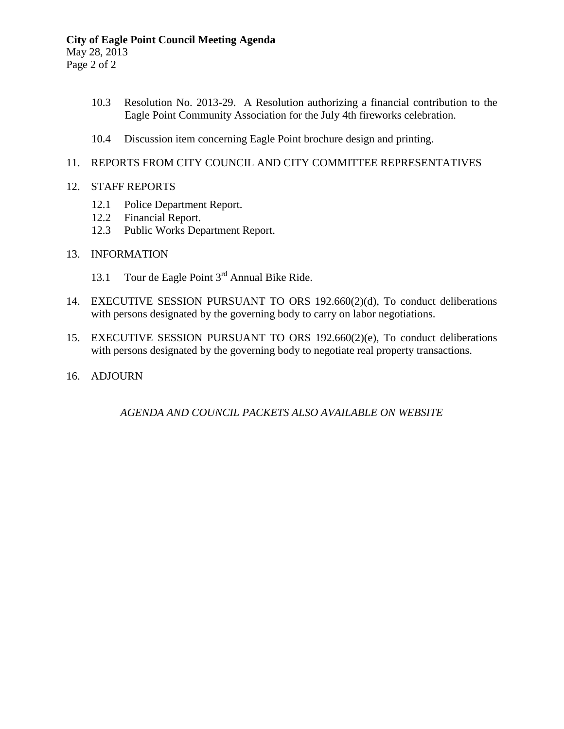10.3 Resolution No. 2013-29. A Resolution authorizing a financial contribution to the Eagle Point Community Association for the July 4th fireworks celebration.

10.4 Discussion item concerning Eagle Point brochure design and printing.

11. REPORTS FROM CITY COUNCIL AND CITY COMMITTEE REPRESENTATIVES

12. STAFF REPORTS

 12.1 Police Department Report.
 12.2 Financial Report.
 12.3 Public Works Department Report.

13. INFORMATION

 13.1 Tour de Eagle Point 3rd Annual Bike Ride.

14. EXECUTIVE SESSION PURSUANT TO ORS 192.660(2)(d), To conduct deliberations with persons designated by the governing body to carry on labor negotiations.

15. EXECUTIVE SESSION PURSUANT TO ORS 192.660(2)(e), To conduct deliberations with persons designated by the governing body to negotiate real property transactions.

16. ADJOURN

*AGENDA AND COUNCIL PACKETS ALSO AVAILABLE ON WEBSITE*